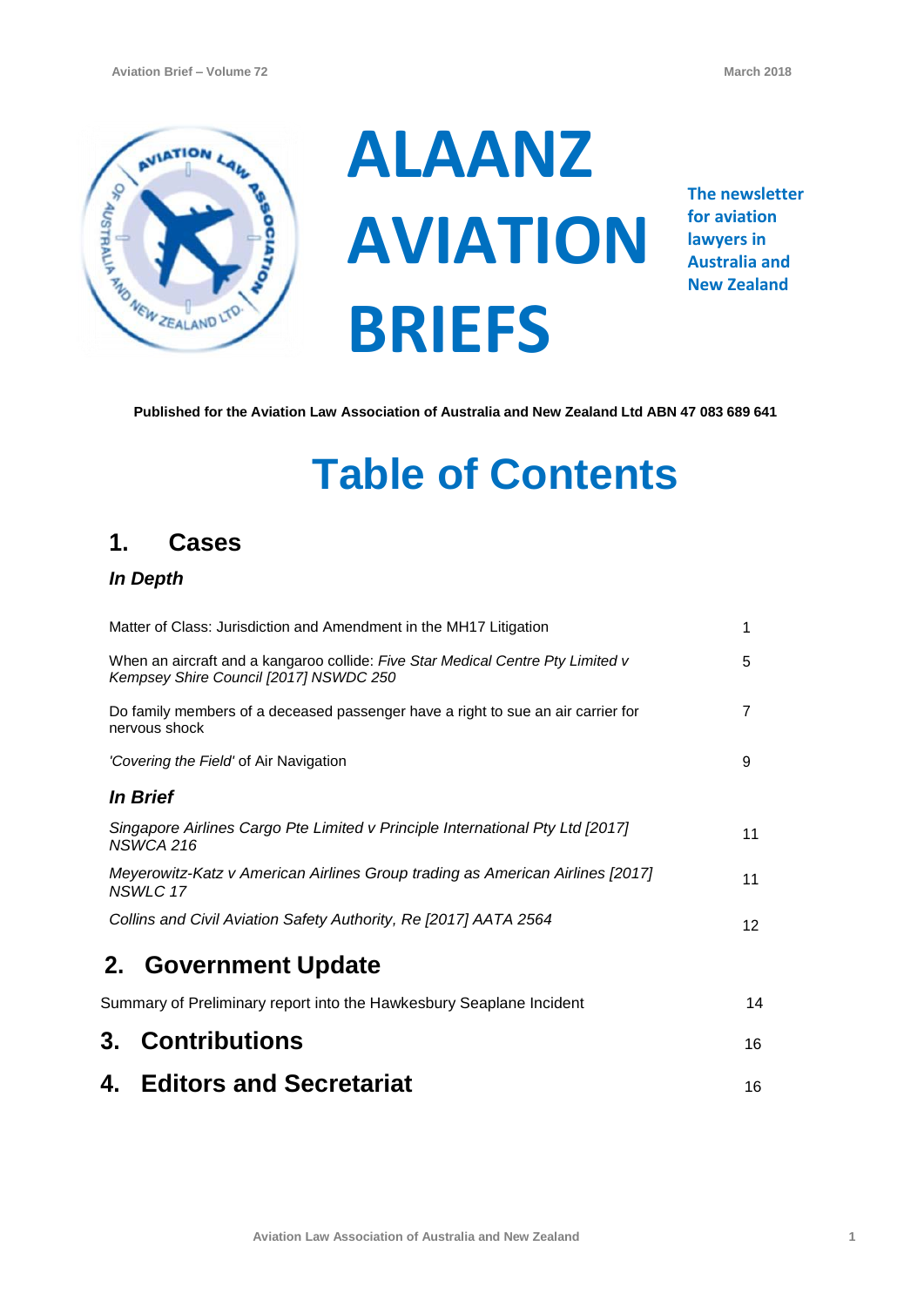# ALAANZ AVIATION BRIEFS

**The newsletter for aviation lawyers in Australia and New Zealand**

**Published for the Aviation Law Association of Australia and New Zealand Ltd ABN 47 083 689 641**

# Table of Contents

## 1. Cases

### *In Depth*

| | |
|---|---|
| Matter of Class: Jurisdiction and Amendment in the MH17 Litigation | 1 |
| When an aircraft and a kangaroo collide: *Five Star Medical Centre Pty Limited v Kempsey Shire Council [2017] NSWDC 250* | 5 |
| Do family members of a deceased passenger have a right to sue an air carrier for nervous shock | 7 |
| *'Covering the Field'* of Air Navigation | 9 |

### *In Brief*

| | |
|---|---|
| *Singapore Airlines Cargo Pte Limited v Principle International Pty Ltd [2017] NSWCA 216* | 11 |
| *Meyerowitz-Katz v American Airlines Group trading as American Airlines [2017] NSWLC 17* | 11 |
| *Collins and Civil Aviation Safety Authority, Re [2017] AATA 2564* | 12 |

## 2. Government Update

| | |
|---|---|
| Summary of Preliminary report into the Hawkesbury Seaplane Incident | 14 |

## 3. Contributions — 16

## 4. Editors and Secretariat — 16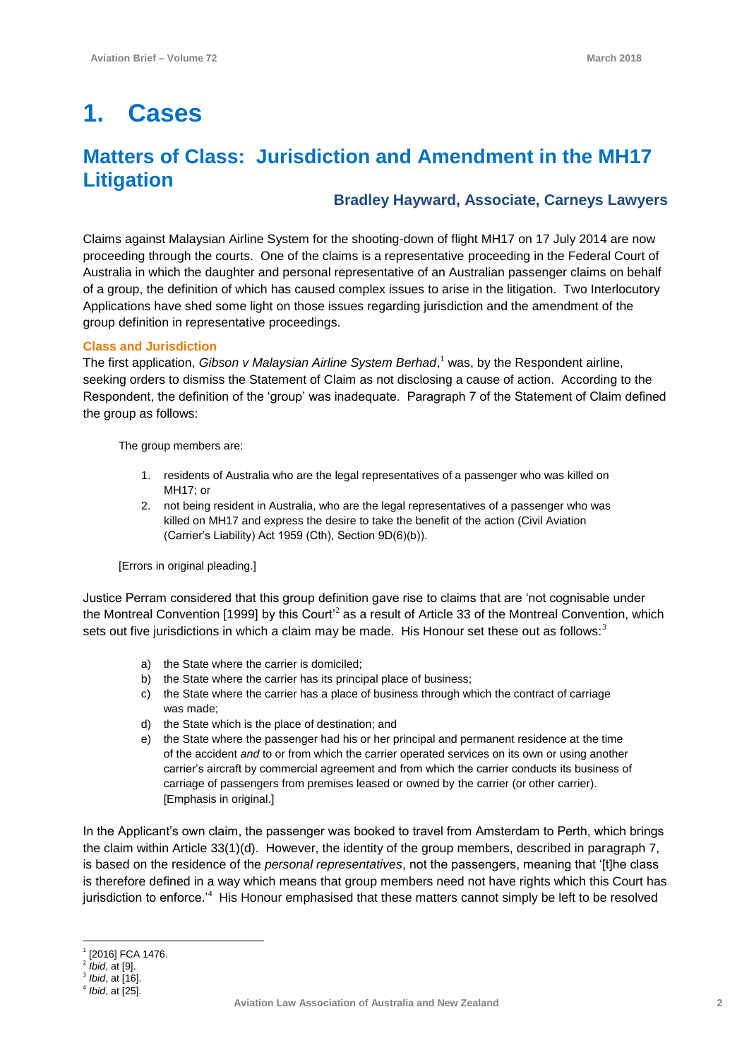# 1. Cases

## Matters of Class: Jurisdiction and Amendment in the MH17 Litigation

### Bradley Hayward, Associate, Carneys Lawyers

Claims against Malaysian Airline System for the shooting-down of flight MH17 on 17 July 2014 are now proceeding through the courts. One of the claims is a representative proceeding in the Federal Court of Australia in which the daughter and personal representative of an Australian passenger claims on behalf of a group, the definition of which has caused complex issues to arise in the litigation. Two Interlocutory Applications have shed some light on those issues regarding jurisdiction and the amendment of the group definition in representative proceedings.

#### Class and Jurisdiction

The first application, *Gibson v Malaysian Airline System Berhad*,[1] was, by the Respondent airline, seeking orders to dismiss the Statement of Claim as not disclosing a cause of action. According to the Respondent, the definition of the 'group' was inadequate. Paragraph 7 of the Statement of Claim defined the group as follows:

> The group members are:
>
> 1. residents of Australia who are the legal representatives of a passenger who was killed on MH17; or
> 2. not being resident in Australia, who are the legal representatives of a passenger who was killed on MH17 and express the desire to take the benefit of the action (Civil Aviation (Carrier's Liability) Act 1959 (Cth), Section 9D(6)(b)).
>
> [Errors in original pleading.]

Justice Perram considered that this group definition gave rise to claims that are 'not cognisable under the Montreal Convention [1999] by this Court'[2] as a result of Article 33 of the Montreal Convention, which sets out five jurisdictions in which a claim may be made. His Honour set these out as follows:[3]

> a) the State where the carrier is domiciled;
> b) the State where the carrier has its principal place of business;
> c) the State where the carrier has a place of business through which the contract of carriage was made;
> d) the State which is the place of destination; and
> e) the State where the passenger had his or her principal and permanent residence at the time of the accident *and* to or from which the carrier operated services on its own or using another carrier's aircraft by commercial agreement and from which the carrier conducts its business of carriage of passengers from premises leased or owned by the carrier (or other carrier). [Emphasis in original.]

In the Applicant's own claim, the passenger was booked to travel from Amsterdam to Perth, which brings the claim within Article 33(1)(d). However, the identity of the group members, described in paragraph 7, is based on the residence of the *personal representatives*, not the passengers, meaning that '[t]he class is therefore defined in a way which means that group members need not have rights which this Court has jurisdiction to enforce.'[4] His Honour emphasised that these matters cannot simply be left to be resolved

---

[1] [2016] FCA 1476.
[2] *Ibid*, at [9].
[3] *Ibid*, at [16].
[4] *Ibid*, at [25].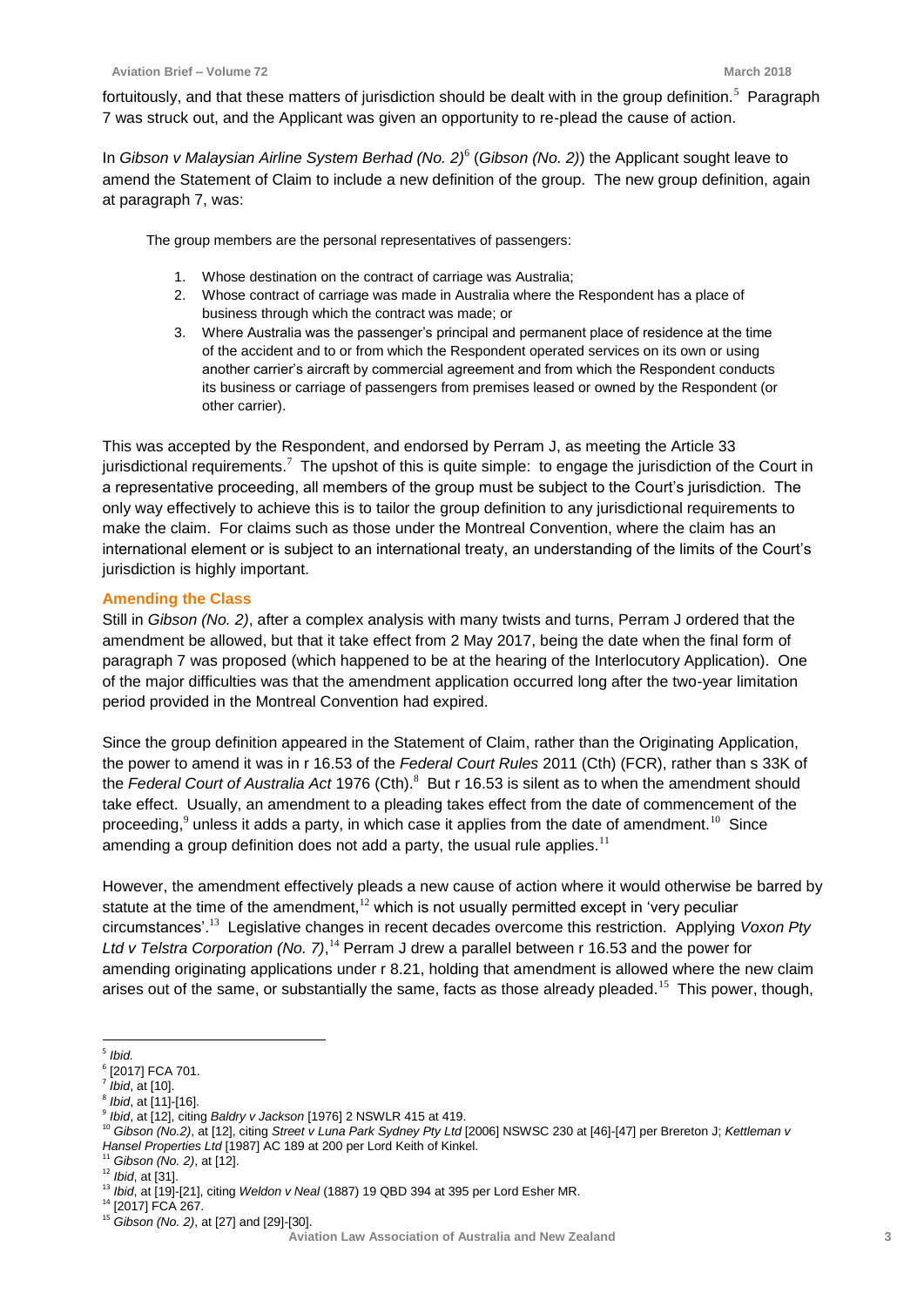fortuitously, and that these matters of jurisdiction should be dealt with in the group definition.[5] Paragraph 7 was struck out, and the Applicant was given an opportunity to re-plead the cause of action.

In *Gibson v Malaysian Airline System Berhad (No. 2)*[6] (*Gibson (No. 2)*) the Applicant sought leave to amend the Statement of Claim to include a new definition of the group. The new group definition, again at paragraph 7, was:

> The group members are the personal representatives of passengers:
>
> 1. Whose destination on the contract of carriage was Australia;
> 2. Whose contract of carriage was made in Australia where the Respondent has a place of business through which the contract was made; or
> 3. Where Australia was the passenger's principal and permanent place of residence at the time of the accident and to or from which the Respondent operated services on its own or using another carrier's aircraft by commercial agreement and from which the Respondent conducts its business or carriage of passengers from premises leased or owned by the Respondent (or other carrier).

This was accepted by the Respondent, and endorsed by Perram J, as meeting the Article 33 jurisdictional requirements.[7] The upshot of this is quite simple: to engage the jurisdiction of the Court in a representative proceeding, all members of the group must be subject to the Court's jurisdiction. The only way effectively to achieve this is to tailor the group definition to any jurisdictional requirements to make the claim. For claims such as those under the Montreal Convention, where the claim has an international element or is subject to an international treaty, an understanding of the limits of the Court's jurisdiction is highly important.

## Amending the Class

Still in *Gibson (No. 2)*, after a complex analysis with many twists and turns, Perram J ordered that the amendment be allowed, but that it take effect from 2 May 2017, being the date when the final form of paragraph 7 was proposed (which happened to be at the hearing of the Interlocutory Application). One of the major difficulties was that the amendment application occurred long after the two-year limitation period provided in the Montreal Convention had expired.

Since the group definition appeared in the Statement of Claim, rather than the Originating Application, the power to amend it was in r 16.53 of the *Federal Court Rules* 2011 (Cth) (FCR), rather than s 33K of the *Federal Court of Australia Act* 1976 (Cth).[8] But r 16.53 is silent as to when the amendment should take effect. Usually, an amendment to a pleading takes effect from the date of commencement of the proceeding,[9] unless it adds a party, in which case it applies from the date of amendment.[10] Since amending a group definition does not add a party, the usual rule applies.[11]

However, the amendment effectively pleads a new cause of action where it would otherwise be barred by statute at the time of the amendment,[12] which is not usually permitted except in 'very peculiar circumstances'.[13] Legislative changes in recent decades overcome this restriction. Applying *Voxon Pty Ltd v Telstra Corporation (No. 7)*,[14] Perram J drew a parallel between r 16.53 and the power for amending originating applications under r 8.21, holding that amendment is allowed where the new claim arises out of the same, or substantially the same, facts as those already pleaded.[15] This power, though,

---

[5] *Ibid.*

[6] [2017] FCA 701.

[7] *Ibid*, at [10].

[8] *Ibid*, at [11]-[16].

[9] *Ibid*, at [12], citing *Baldry v Jackson* [1976] 2 NSWLR 415 at 419.

[10] *Gibson (No.2)*, at [12], citing *Street v Luna Park Sydney Pty Ltd* [2006] NSWSC 230 at [46]-[47] per Brereton J; *Kettleman v Hansel Properties Ltd* [1987] AC 189 at 200 per Lord Keith of Kinkel.

[11] *Gibson (No. 2)*, at [12].

[12] *Ibid*, at [31].

[13] *Ibid*, at [19]-[21], citing *Weldon v Neal* (1887) 19 QBD 394 at 395 per Lord Esher MR.

[14] [2017] FCA 267.

[15] *Gibson (No. 2)*, at [27] and [29]-[30].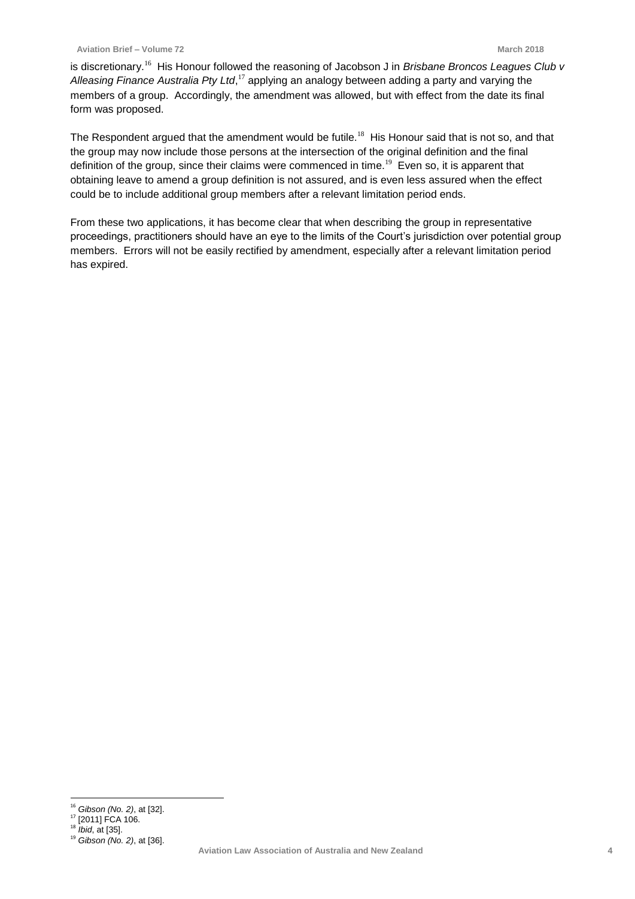is discretionary.[16] His Honour followed the reasoning of Jacobson J in *Brisbane Broncos Leagues Club v Alleasing Finance Australia Pty Ltd*,[17] applying an analogy between adding a party and varying the members of a group. Accordingly, the amendment was allowed, but with effect from the date its final form was proposed.

The Respondent argued that the amendment would be futile.[18] His Honour said that is not so, and that the group may now include those persons at the intersection of the original definition and the final definition of the group, since their claims were commenced in time.[19] Even so, it is apparent that obtaining leave to amend a group definition is not assured, and is even less assured when the effect could be to include additional group members after a relevant limitation period ends.

From these two applications, it has become clear that when describing the group in representative proceedings, practitioners should have an eye to the limits of the Court's jurisdiction over potential group members. Errors will not be easily rectified by amendment, especially after a relevant limitation period has expired.

---

[16] *Gibson (No. 2)*, at [32].
[17] [2011] FCA 106.
[18] *Ibid*, at [35].
[19] *Gibson (No. 2)*, at [36].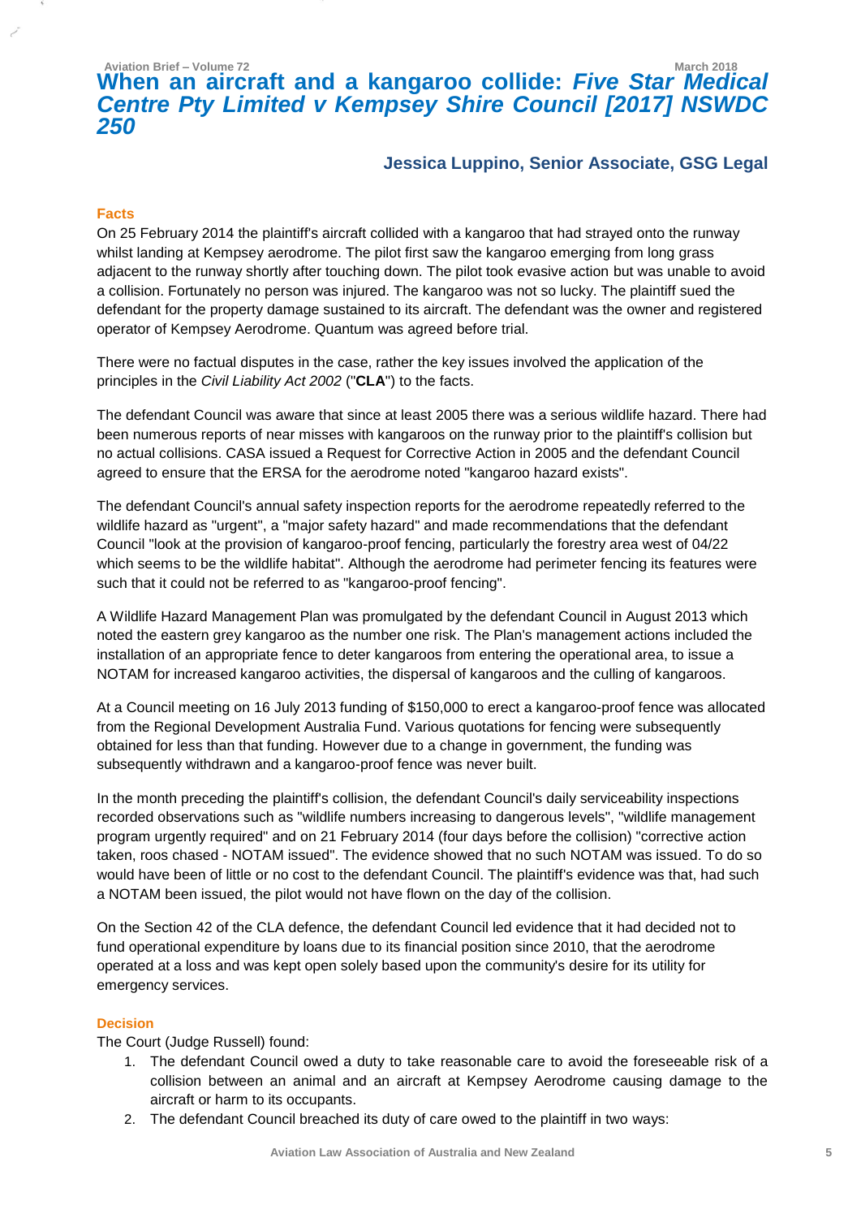# When an aircraft and a kangaroo collide: *Five Star Medical Centre Pty Limited v Kempsey Shire Council [2017] NSWDC 250*

### Jessica Luppino, Senior Associate, GSG Legal

#### Facts

On 25 February 2014 the plaintiff's aircraft collided with a kangaroo that had strayed onto the runway whilst landing at Kempsey aerodrome. The pilot first saw the kangaroo emerging from long grass adjacent to the runway shortly after touching down. The pilot took evasive action but was unable to avoid a collision. Fortunately no person was injured. The kangaroo was not so lucky. The plaintiff sued the defendant for the property damage sustained to its aircraft. The defendant was the owner and registered operator of Kempsey Aerodrome. Quantum was agreed before trial.

There were no factual disputes in the case, rather the key issues involved the application of the principles in the *Civil Liability Act 2002* ("**CLA**") to the facts.

The defendant Council was aware that since at least 2005 there was a serious wildlife hazard. There had been numerous reports of near misses with kangaroos on the runway prior to the plaintiff's collision but no actual collisions. CASA issued a Request for Corrective Action in 2005 and the defendant Council agreed to ensure that the ERSA for the aerodrome noted "kangaroo hazard exists".

The defendant Council's annual safety inspection reports for the aerodrome repeatedly referred to the wildlife hazard as "urgent", a "major safety hazard" and made recommendations that the defendant Council "look at the provision of kangaroo-proof fencing, particularly the forestry area west of 04/22 which seems to be the wildlife habitat". Although the aerodrome had perimeter fencing its features were such that it could not be referred to as "kangaroo-proof fencing".

A Wildlife Hazard Management Plan was promulgated by the defendant Council in August 2013 which noted the eastern grey kangaroo as the number one risk. The Plan's management actions included the installation of an appropriate fence to deter kangaroos from entering the operational area, to issue a NOTAM for increased kangaroo activities, the dispersal of kangaroos and the culling of kangaroos.

At a Council meeting on 16 July 2013 funding of $150,000 to erect a kangaroo-proof fence was allocated from the Regional Development Australia Fund. Various quotations for fencing were subsequently obtained for less than that funding. However due to a change in government, the funding was subsequently withdrawn and a kangaroo-proof fence was never built.

In the month preceding the plaintiff's collision, the defendant Council's daily serviceability inspections recorded observations such as "wildlife numbers increasing to dangerous levels", "wildlife management program urgently required" and on 21 February 2014 (four days before the collision) "corrective action taken, roos chased - NOTAM issued". The evidence showed that no such NOTAM was issued. To do so would have been of little or no cost to the defendant Council. The plaintiff's evidence was that, had such a NOTAM been issued, the pilot would not have flown on the day of the collision.

On the Section 42 of the CLA defence, the defendant Council led evidence that it had decided not to fund operational expenditure by loans due to its financial position since 2010, that the aerodrome operated at a loss and was kept open solely based upon the community's desire for its utility for emergency services.

#### Decision

The Court (Judge Russell) found:

1. The defendant Council owed a duty to take reasonable care to avoid the foreseeable risk of a collision between an animal and an aircraft at Kempsey Aerodrome causing damage to the aircraft or harm to its occupants.
2. The defendant Council breached its duty of care owed to the plaintiff in two ways: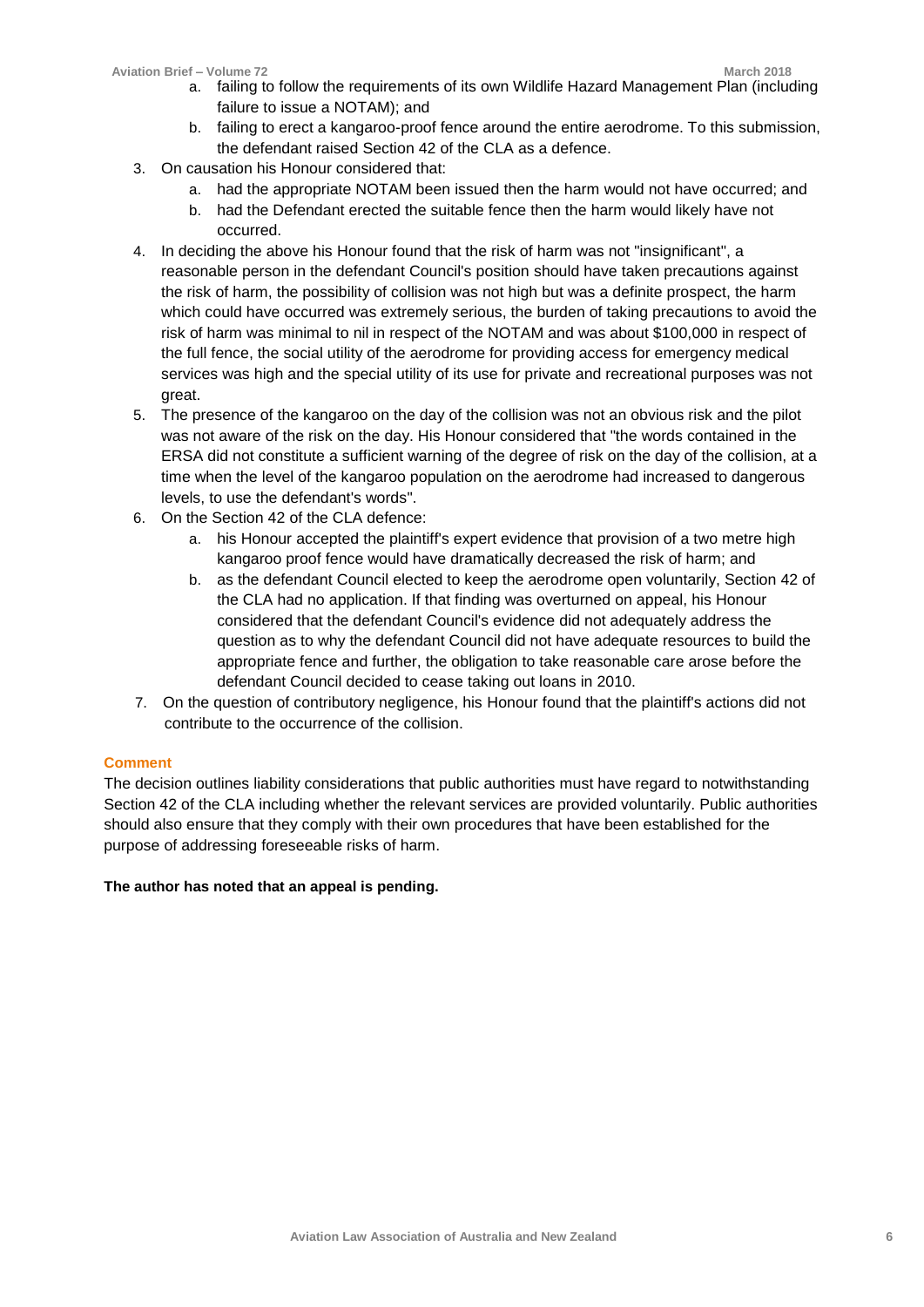a. failing to follow the requirements of its own Wildlife Hazard Management Plan (including failure to issue a NOTAM); and
   b. failing to erect a kangaroo-proof fence around the entire aerodrome. To this submission, the defendant raised Section 42 of the CLA as a defence.
3. On causation his Honour considered that:
   a. had the appropriate NOTAM been issued then the harm would not have occurred; and
   b. had the Defendant erected the suitable fence then the harm would likely have not occurred.
4. In deciding the above his Honour found that the risk of harm was not "insignificant", a reasonable person in the defendant Council's position should have taken precautions against the risk of harm, the possibility of collision was not high but was a definite prospect, the harm which could have occurred was extremely serious, the burden of taking precautions to avoid the risk of harm was minimal to nil in respect of the NOTAM and was about $100,000 in respect of the full fence, the social utility of the aerodrome for providing access for emergency medical services was high and the special utility of its use for private and recreational purposes was not great.
5. The presence of the kangaroo on the day of the collision was not an obvious risk and the pilot was not aware of the risk on the day. His Honour considered that "the words contained in the ERSA did not constitute a sufficient warning of the degree of risk on the day of the collision, at a time when the level of the kangaroo population on the aerodrome had increased to dangerous levels, to use the defendant's words".
6. On the Section 42 of the CLA defence:
   a. his Honour accepted the plaintiff's expert evidence that provision of a two metre high kangaroo proof fence would have dramatically decreased the risk of harm; and
   b. as the defendant Council elected to keep the aerodrome open voluntarily, Section 42 of the CLA had no application. If that finding was overturned on appeal, his Honour considered that the defendant Council's evidence did not adequately address the question as to why the defendant Council did not have adequate resources to build the appropriate fence and further, the obligation to take reasonable care arose before the defendant Council decided to cease taking out loans in 2010.
7. On the question of contributory negligence, his Honour found that the plaintiff's actions did not contribute to the occurrence of the collision.

### Comment

The decision outlines liability considerations that public authorities must have regard to notwithstanding Section 42 of the CLA including whether the relevant services are provided voluntarily. Public authorities should also ensure that they comply with their own procedures that have been established for the purpose of addressing foreseeable risks of harm.

**The author has noted that an appeal is pending.**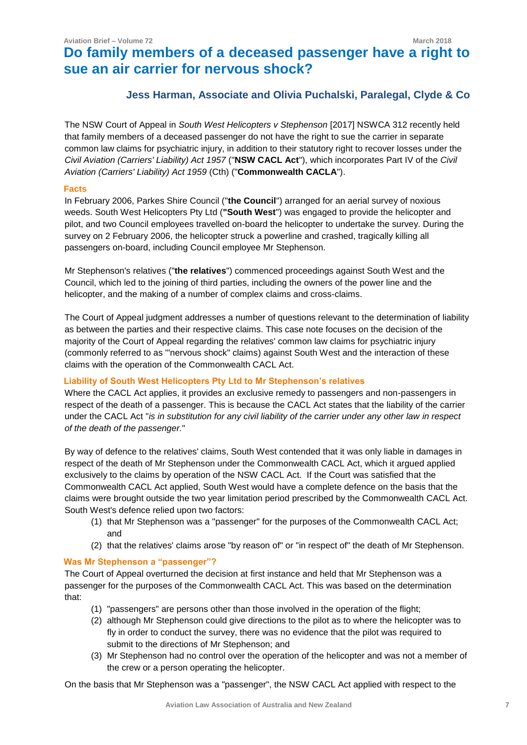# Do family members of a deceased passenger have a right to sue an air carrier for nervous shock?

### Jess Harman, Associate and Olivia Puchalski, Paralegal, Clyde & Co

The NSW Court of Appeal in *South West Helicopters v Stephenson* [2017] NSWCA 312 recently held that family members of a deceased passenger do not have the right to sue the carrier in separate common law claims for psychiatric injury, in addition to their statutory right to recover losses under the *Civil Aviation (Carriers' Liability) Act 1957* ("**NSW CACL Act**"), which incorporates Part IV of the *Civil Aviation (Carriers' Liability) Act 1959* (Cth) ("**Commonwealth CACLA**").

#### Facts

In February 2006, Parkes Shire Council ("**the Council**") arranged for an aerial survey of noxious weeds. South West Helicopters Pty Ltd (**"South West**") was engaged to provide the helicopter and pilot, and two Council employees travelled on-board the helicopter to undertake the survey. During the survey on 2 February 2006, the helicopter struck a powerline and crashed, tragically killing all passengers on-board, including Council employee Mr Stephenson.

Mr Stephenson's relatives ("**the relatives**") commenced proceedings against South West and the Council, which led to the joining of third parties, including the owners of the power line and the helicopter, and the making of a number of complex claims and cross-claims.

The Court of Appeal judgment addresses a number of questions relevant to the determination of liability as between the parties and their respective claims. This case note focuses on the decision of the majority of the Court of Appeal regarding the relatives' common law claims for psychiatric injury (commonly referred to as '"nervous shock" claims) against South West and the interaction of these claims with the operation of the Commonwealth CACL Act.

#### Liability of South West Helicopters Pty Ltd to Mr Stephenson's relatives

Where the CACL Act applies, it provides an exclusive remedy to passengers and non-passengers in respect of the death of a passenger. This is because the CACL Act states that the liability of the carrier under the CACL Act "*is in substitution for any civil liability of the carrier under any other law in respect of the death of the passenger.*"

By way of defence to the relatives' claims, South West contended that it was only liable in damages in respect of the death of Mr Stephenson under the Commonwealth CACL Act, which it argued applied exclusively to the claims by operation of the NSW CACL Act. If the Court was satisfied that the Commonwealth CACL Act applied, South West would have a complete defence on the basis that the claims were brought outside the two year limitation period prescribed by the Commonwealth CACL Act. South West's defence relied upon two factors:

1. that Mr Stephenson was a "passenger" for the purposes of the Commonwealth CACL Act; and
2. that the relatives' claims arose "by reason of" or "in respect of" the death of Mr Stephenson.

#### Was Mr Stephenson a "passenger"?

The Court of Appeal overturned the decision at first instance and held that Mr Stephenson was a passenger for the purposes of the Commonwealth CACL Act. This was based on the determination that:

1. "passengers" are persons other than those involved in the operation of the flight;
2. although Mr Stephenson could give directions to the pilot as to where the helicopter was to fly in order to conduct the survey, there was no evidence that the pilot was required to submit to the directions of Mr Stephenson; and
3. Mr Stephenson had no control over the operation of the helicopter and was not a member of the crew or a person operating the helicopter.

On the basis that Mr Stephenson was a "passenger", the NSW CACL Act applied with respect to the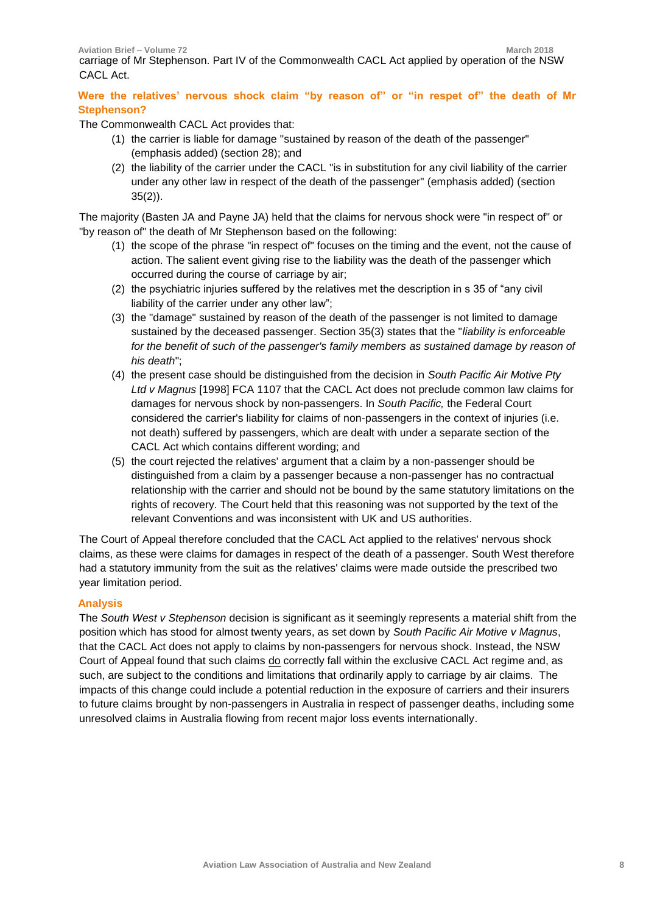carriage of Mr Stephenson. Part IV of the Commonwealth CACL Act applied by operation of the NSW CACL Act.

### Were the relatives' nervous shock claim "by reason of" or "in respet of" the death of Mr Stephenson?

The Commonwealth CACL Act provides that:

1. the carrier is liable for damage "sustained by reason of the death of the passenger" (emphasis added) (section 28); and
2. the liability of the carrier under the CACL "is in substitution for any civil liability of the carrier under any other law in respect of the death of the passenger" (emphasis added) (section 35(2)).

The majority (Basten JA and Payne JA) held that the claims for nervous shock were "in respect of" or "by reason of" the death of Mr Stephenson based on the following:

1. the scope of the phrase "in respect of" focuses on the timing and the event, not the cause of action. The salient event giving rise to the liability was the death of the passenger which occurred during the course of carriage by air;
2. the psychiatric injuries suffered by the relatives met the description in s 35 of "any civil liability of the carrier under any other law";
3. the "damage" sustained by reason of the death of the passenger is not limited to damage sustained by the deceased passenger. Section 35(3) states that the "*liability is enforceable for the benefit of such of the passenger's family members as sustained damage by reason of his death*";
4. the present case should be distinguished from the decision in *South Pacific Air Motive Pty Ltd v Magnus* [1998] FCA 1107 that the CACL Act does not preclude common law claims for damages for nervous shock by non-passengers. In *South Pacific,* the Federal Court considered the carrier's liability for claims of non-passengers in the context of injuries (i.e. not death) suffered by passengers, which are dealt with under a separate section of the CACL Act which contains different wording; and
5. the court rejected the relatives' argument that a claim by a non-passenger should be distinguished from a claim by a passenger because a non-passenger has no contractual relationship with the carrier and should not be bound by the same statutory limitations on the rights of recovery. The Court held that this reasoning was not supported by the text of the relevant Conventions and was inconsistent with UK and US authorities.

The Court of Appeal therefore concluded that the CACL Act applied to the relatives' nervous shock claims, as these were claims for damages in respect of the death of a passenger. South West therefore had a statutory immunity from the suit as the relatives' claims were made outside the prescribed two year limitation period.

### Analysis

The *South West v Stephenson* decision is significant as it seemingly represents a material shift from the position which has stood for almost twenty years, as set down by *South Pacific Air Motive v Magnus*, that the CACL Act does not apply to claims by non-passengers for nervous shock. Instead, the NSW Court of Appeal found that such claims <u>do</u> correctly fall within the exclusive CACL Act regime and, as such, are subject to the conditions and limitations that ordinarily apply to carriage by air claims. The impacts of this change could include a potential reduction in the exposure of carriers and their insurers to future claims brought by non-passengers in Australia in respect of passenger deaths, including some unresolved claims in Australia flowing from recent major loss events internationally.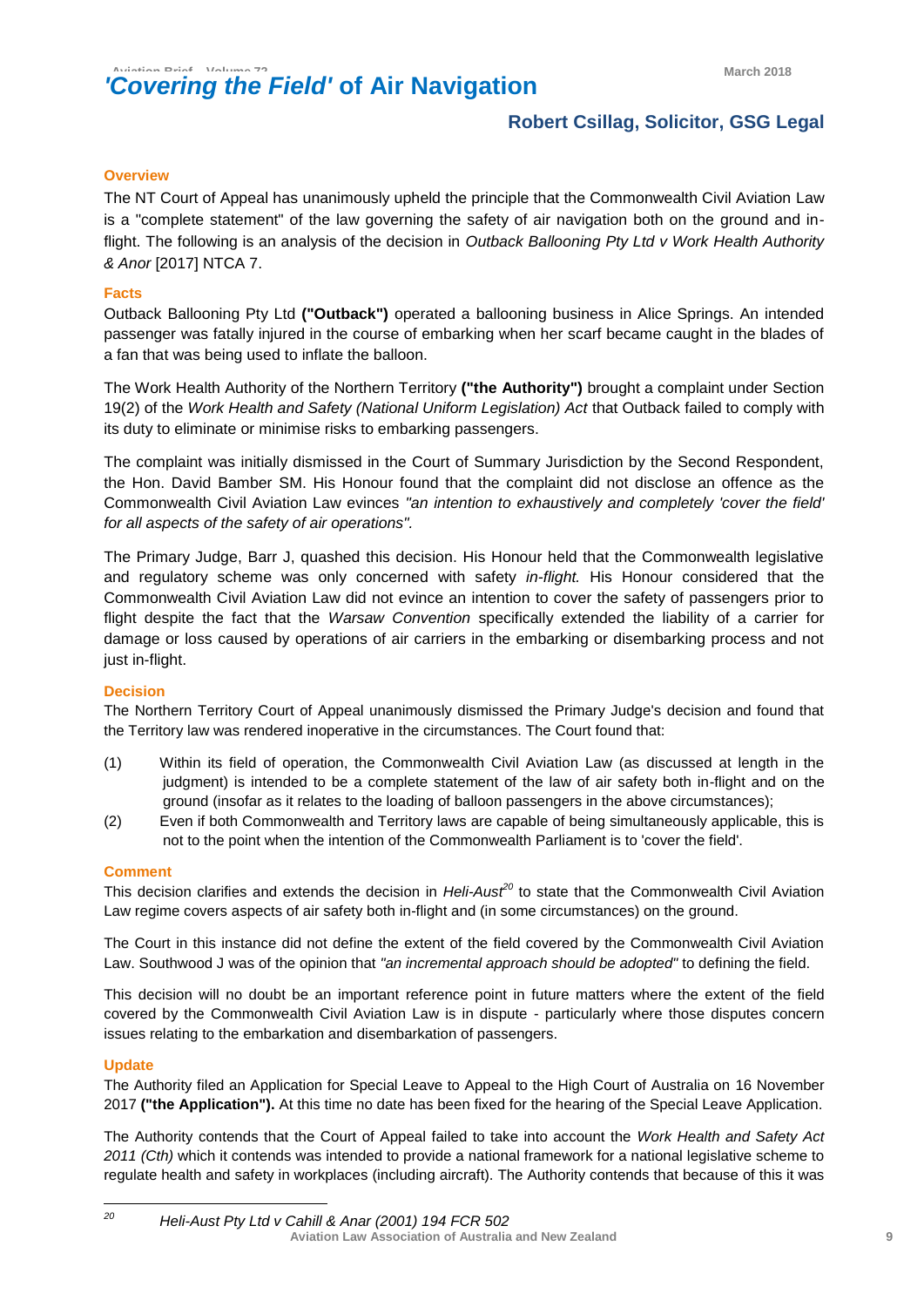# *'Covering the Field'* of Air Navigation

## Robert Csillag, Solicitor, GSG Legal

### Overview

The NT Court of Appeal has unanimously upheld the principle that the Commonwealth Civil Aviation Law is a "complete statement" of the law governing the safety of air navigation both on the ground and in-flight. The following is an analysis of the decision in *Outback Ballooning Pty Ltd v Work Health Authority & Anor* [2017] NTCA 7.

### Facts

Outback Ballooning Pty Ltd **("Outback")** operated a ballooning business in Alice Springs. An intended passenger was fatally injured in the course of embarking when her scarf became caught in the blades of a fan that was being used to inflate the balloon.

The Work Health Authority of the Northern Territory **("the Authority")** brought a complaint under Section 19(2) of the *Work Health and Safety (National Uniform Legislation) Act* that Outback failed to comply with its duty to eliminate or minimise risks to embarking passengers.

The complaint was initially dismissed in the Court of Summary Jurisdiction by the Second Respondent, the Hon. David Bamber SM. His Honour found that the complaint did not disclose an offence as the Commonwealth Civil Aviation Law evinces *"an intention to exhaustively and completely 'cover the field' for all aspects of the safety of air operations".*

The Primary Judge, Barr J, quashed this decision. His Honour held that the Commonwealth legislative and regulatory scheme was only concerned with safety *in-flight.* His Honour considered that the Commonwealth Civil Aviation Law did not evince an intention to cover the safety of passengers prior to flight despite the fact that the *Warsaw Convention* specifically extended the liability of a carrier for damage or loss caused by operations of air carriers in the embarking or disembarking process and not just in-flight.

### Decision

The Northern Territory Court of Appeal unanimously dismissed the Primary Judge's decision and found that the Territory law was rendered inoperative in the circumstances. The Court found that:

(1) Within its field of operation, the Commonwealth Civil Aviation Law (as discussed at length in the judgment) is intended to be a complete statement of the law of air safety both in-flight and on the ground (insofar as it relates to the loading of balloon passengers in the above circumstances);

(2) Even if both Commonwealth and Territory laws are capable of being simultaneously applicable, this is not to the point when the intention of the Commonwealth Parliament is to 'cover the field'.

### Comment

This decision clarifies and extends the decision in *Heli-Aust*[20] to state that the Commonwealth Civil Aviation Law regime covers aspects of air safety both in-flight and (in some circumstances) on the ground.

The Court in this instance did not define the extent of the field covered by the Commonwealth Civil Aviation Law. Southwood J was of the opinion that *"an incremental approach should be adopted"* to defining the field.

This decision will no doubt be an important reference point in future matters where the extent of the field covered by the Commonwealth Civil Aviation Law is in dispute - particularly where those disputes concern issues relating to the embarkation and disembarkation of passengers.

### Update

The Authority filed an Application for Special Leave to Appeal to the High Court of Australia on 16 November 2017 **("the Application").** At this time no date has been fixed for the hearing of the Special Leave Application.

The Authority contends that the Court of Appeal failed to take into account the *Work Health and Safety Act 2011 (Cth)* which it contends was intended to provide a national framework for a national legislative scheme to regulate health and safety in workplaces (including aircraft). The Authority contends that because of this it was

---

[20] *Heli-Aust Pty Ltd v Cahill & Anar (2001) 194 FCR 502*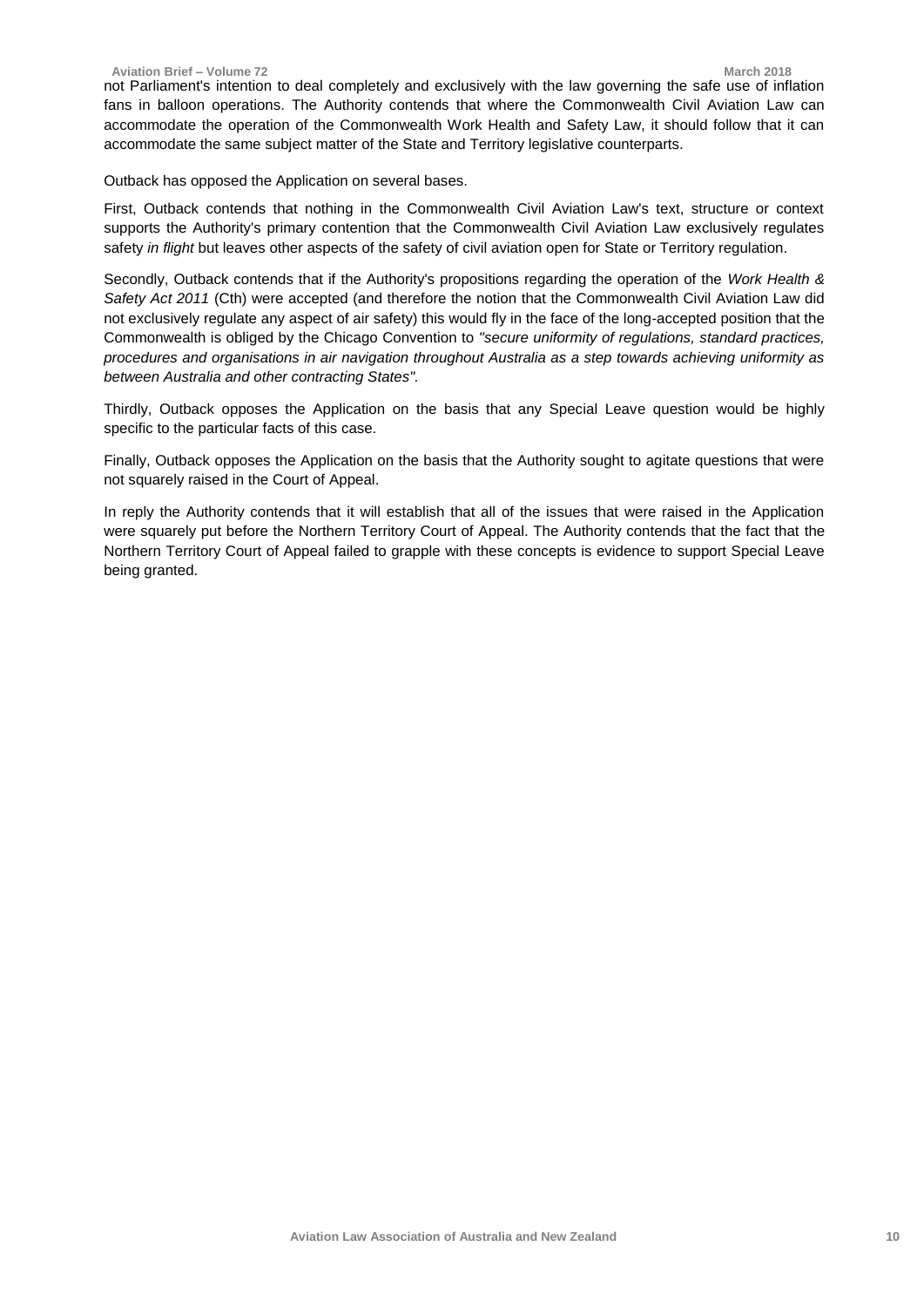not Parliament's intention to deal completely and exclusively with the law governing the safe use of inflation fans in balloon operations. The Authority contends that where the Commonwealth Civil Aviation Law can accommodate the operation of the Commonwealth Work Health and Safety Law, it should follow that it can accommodate the same subject matter of the State and Territory legislative counterparts.

Outback has opposed the Application on several bases.

First, Outback contends that nothing in the Commonwealth Civil Aviation Law's text, structure or context supports the Authority's primary contention that the Commonwealth Civil Aviation Law exclusively regulates safety *in flight* but leaves other aspects of the safety of civil aviation open for State or Territory regulation.

Secondly, Outback contends that if the Authority's propositions regarding the operation of the *Work Health & Safety Act 2011* (Cth) were accepted (and therefore the notion that the Commonwealth Civil Aviation Law did not exclusively regulate any aspect of air safety) this would fly in the face of the long-accepted position that the Commonwealth is obliged by the Chicago Convention to *"secure uniformity of regulations, standard practices, procedures and organisations in air navigation throughout Australia as a step towards achieving uniformity as between Australia and other contracting States"*.

Thirdly, Outback opposes the Application on the basis that any Special Leave question would be highly specific to the particular facts of this case.

Finally, Outback opposes the Application on the basis that the Authority sought to agitate questions that were not squarely raised in the Court of Appeal.

In reply the Authority contends that it will establish that all of the issues that were raised in the Application were squarely put before the Northern Territory Court of Appeal. The Authority contends that the fact that the Northern Territory Court of Appeal failed to grapple with these concepts is evidence to support Special Leave being granted.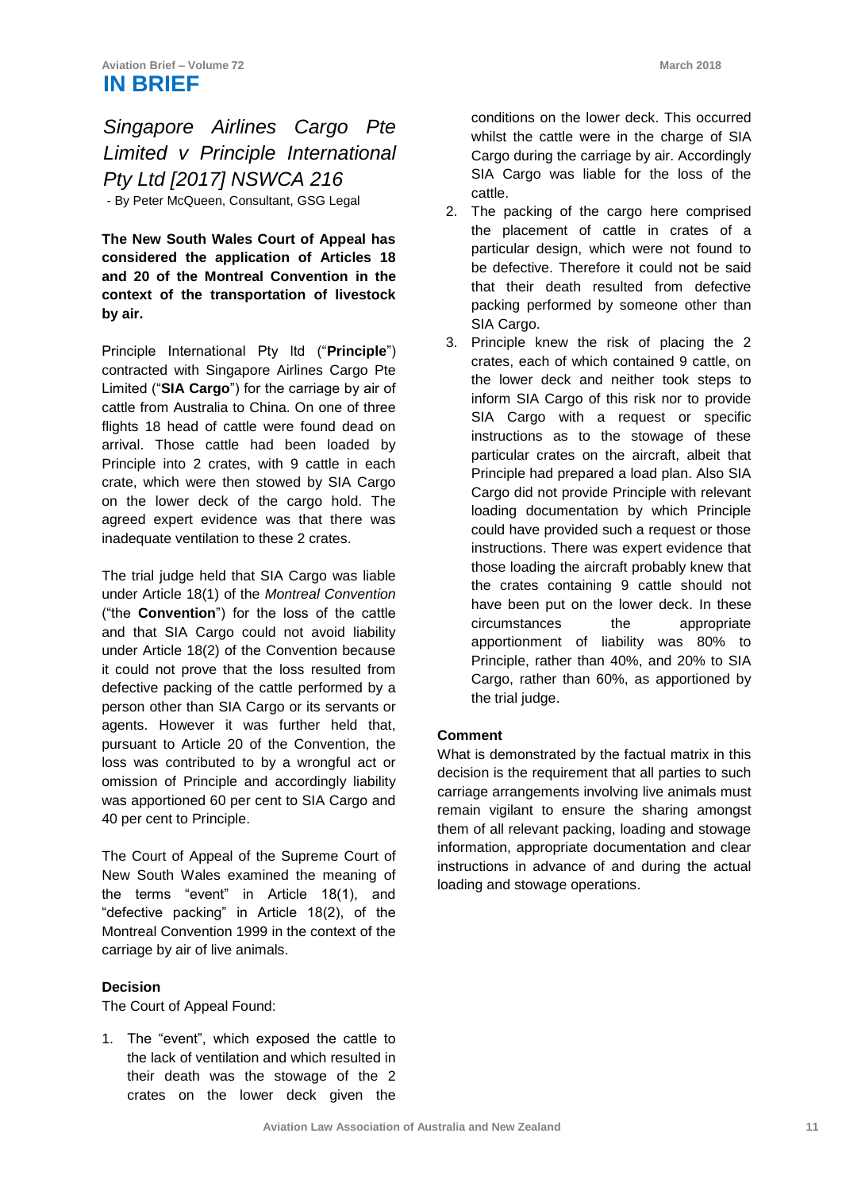# IN BRIEF

## *Singapore Airlines Cargo Pte Limited v Principle International Pty Ltd [2017] NSWCA 216*

- By Peter McQueen, Consultant, GSG Legal

**The New South Wales Court of Appeal has considered the application of Articles 18 and 20 of the Montreal Convention in the context of the transportation of livestock by air.**

Principle International Pty ltd ("**Principle**") contracted with Singapore Airlines Cargo Pte Limited ("**SIA Cargo**") for the carriage by air of cattle from Australia to China. On one of three flights 18 head of cattle were found dead on arrival. Those cattle had been loaded by Principle into 2 crates, with 9 cattle in each crate, which were then stowed by SIA Cargo on the lower deck of the cargo hold. The agreed expert evidence was that there was inadequate ventilation to these 2 crates.

The trial judge held that SIA Cargo was liable under Article 18(1) of the *Montreal Convention* ("the **Convention**") for the loss of the cattle and that SIA Cargo could not avoid liability under Article 18(2) of the Convention because it could not prove that the loss resulted from defective packing of the cattle performed by a person other than SIA Cargo or its servants or agents. However it was further held that, pursuant to Article 20 of the Convention, the loss was contributed to by a wrongful act or omission of Principle and accordingly liability was apportioned 60 per cent to SIA Cargo and 40 per cent to Principle.

The Court of Appeal of the Supreme Court of New South Wales examined the meaning of the terms "event" in Article 18(1), and "defective packing" in Article 18(2), of the Montreal Convention 1999 in the context of the carriage by air of live animals.

### Decision

The Court of Appeal Found:

1. The "event", which exposed the cattle to the lack of ventilation and which resulted in their death was the stowage of the 2 crates on the lower deck given the conditions on the lower deck. This occurred whilst the cattle were in the charge of SIA Cargo during the carriage by air. Accordingly SIA Cargo was liable for the loss of the cattle.
2. The packing of the cargo here comprised the placement of cattle in crates of a particular design, which were not found to be defective. Therefore it could not be said that their death resulted from defective packing performed by someone other than SIA Cargo.
3. Principle knew the risk of placing the 2 crates, each of which contained 9 cattle, on the lower deck and neither took steps to inform SIA Cargo of this risk nor to provide SIA Cargo with a request or specific instructions as to the stowage of these particular crates on the aircraft, albeit that Principle had prepared a load plan. Also SIA Cargo did not provide Principle with relevant loading documentation by which Principle could have provided such a request or those instructions. There was expert evidence that those loading the aircraft probably knew that the crates containing 9 cattle should not have been put on the lower deck. In these circumstances the appropriate apportionment of liability was 80% to Principle, rather than 40%, and 20% to SIA Cargo, rather than 60%, as apportioned by the trial judge.

### Comment

What is demonstrated by the factual matrix in this decision is the requirement that all parties to such carriage arrangements involving live animals must remain vigilant to ensure the sharing amongst them of all relevant packing, loading and stowage information, appropriate documentation and clear instructions in advance of and during the actual loading and stowage operations.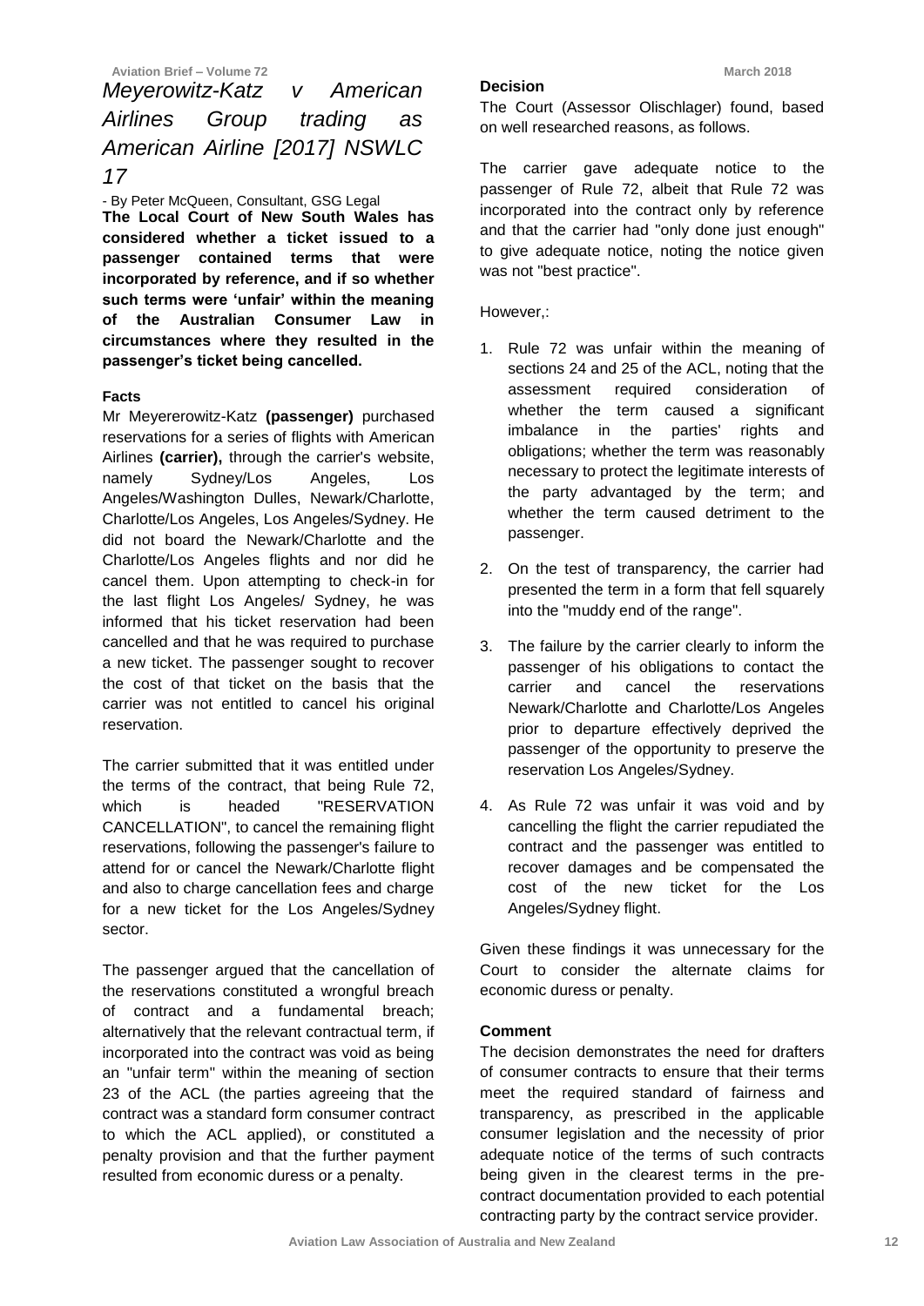## *Meyerowitz-Katz v American Airlines Group trading as American Airline [2017] NSWLC 17*

- By Peter McQueen, Consultant, GSG Legal

**The Local Court of New South Wales has considered whether a ticket issued to a passenger contained terms that were incorporated by reference, and if so whether such terms were 'unfair' within the meaning of the Australian Consumer Law in circumstances where they resulted in the passenger's ticket being cancelled.**

### Facts

Mr Meyererowitz-Katz **(passenger)** purchased reservations for a series of flights with American Airlines **(carrier),** through the carrier's website, namely Sydney/Los Angeles, Los Angeles/Washington Dulles, Newark/Charlotte, Charlotte/Los Angeles, Los Angeles/Sydney. He did not board the Newark/Charlotte and the Charlotte/Los Angeles flights and nor did he cancel them. Upon attempting to check-in for the last flight Los Angeles/ Sydney, he was informed that his ticket reservation had been cancelled and that he was required to purchase a new ticket. The passenger sought to recover the cost of that ticket on the basis that the carrier was not entitled to cancel his original reservation.

The carrier submitted that it was entitled under the terms of the contract, that being Rule 72, which is headed "RESERVATION CANCELLATION", to cancel the remaining flight reservations, following the passenger's failure to attend for or cancel the Newark/Charlotte flight and also to charge cancellation fees and charge for a new ticket for the Los Angeles/Sydney sector.

The passenger argued that the cancellation of the reservations constituted a wrongful breach of contract and a fundamental breach; alternatively that the relevant contractual term, if incorporated into the contract was void as being an "unfair term" within the meaning of section 23 of the ACL (the parties agreeing that the contract was a standard form consumer contract to which the ACL applied), or constituted a penalty provision and that the further payment resulted from economic duress or a penalty.

### Decision

The Court (Assessor Olischlager) found, based on well researched reasons, as follows.

The carrier gave adequate notice to the passenger of Rule 72, albeit that Rule 72 was incorporated into the contract only by reference and that the carrier had "only done just enough" to give adequate notice, noting the notice given was not "best practice".

However,:

1. Rule 72 was unfair within the meaning of sections 24 and 25 of the ACL, noting that the assessment required consideration of whether the term caused a significant imbalance in the parties' rights and obligations; whether the term was reasonably necessary to protect the legitimate interests of the party advantaged by the term; and whether the term caused detriment to the passenger.
2. On the test of transparency, the carrier had presented the term in a form that fell squarely into the "muddy end of the range".
3. The failure by the carrier clearly to inform the passenger of his obligations to contact the carrier and cancel the reservations Newark/Charlotte and Charlotte/Los Angeles prior to departure effectively deprived the passenger of the opportunity to preserve the reservation Los Angeles/Sydney.
4. As Rule 72 was unfair it was void and by cancelling the flight the carrier repudiated the contract and the passenger was entitled to recover damages and be compensated the cost of the new ticket for the Los Angeles/Sydney flight.

Given these findings it was unnecessary for the Court to consider the alternate claims for economic duress or penalty.

### Comment

The decision demonstrates the need for drafters of consumer contracts to ensure that their terms meet the required standard of fairness and transparency, as prescribed in the applicable consumer legislation and the necessity of prior adequate notice of the terms of such contracts being given in the clearest terms in the pre-contract documentation provided to each potential contracting party by the contract service provider.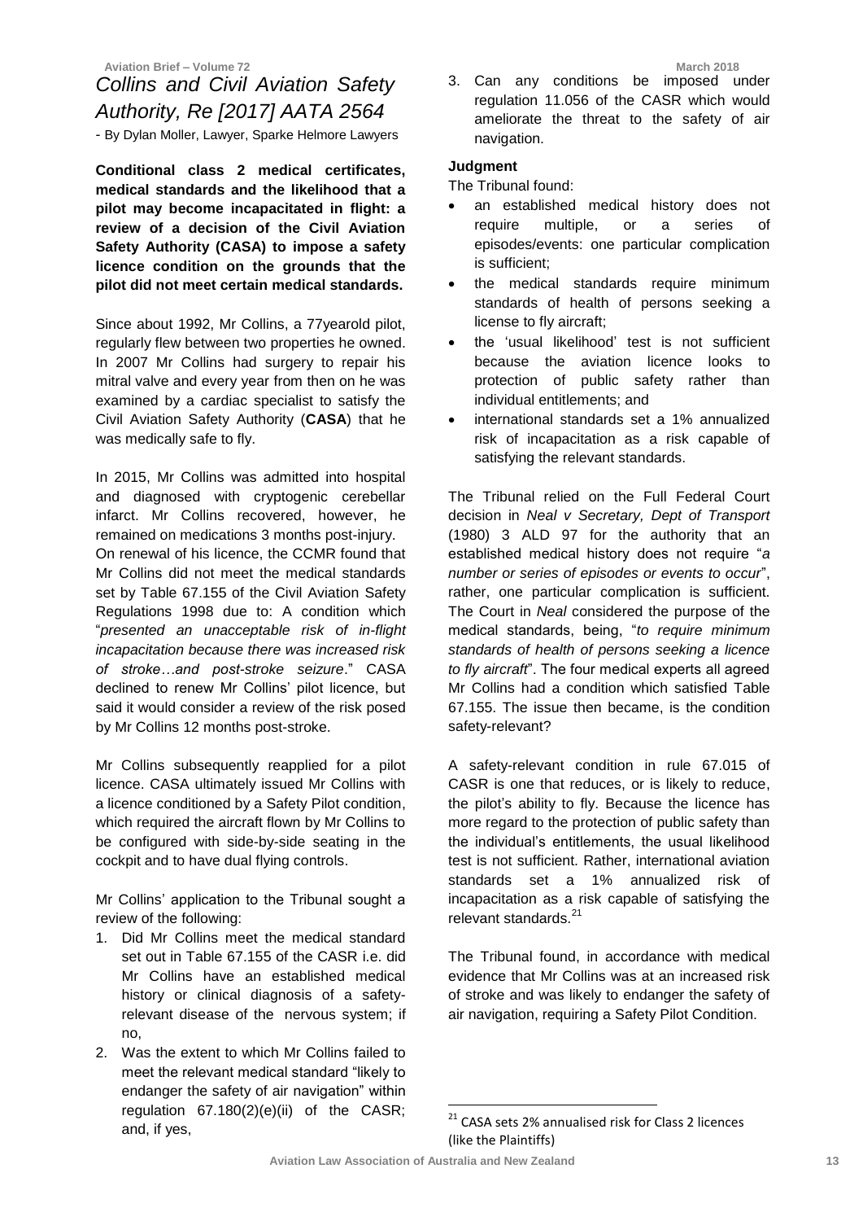## *Collins and Civil Aviation Safety Authority, Re [2017] AATA 2564*

- By Dylan Moller, Lawyer, Sparke Helmore Lawyers

**Conditional class 2 medical certificates, medical standards and the likelihood that a pilot may become incapacitated in flight: a review of a decision of the Civil Aviation Safety Authority (CASA) to impose a safety licence condition on the grounds that the pilot did not meet certain medical standards.**

Since about 1992, Mr Collins, a 77yearold pilot, regularly flew between two properties he owned. In 2007 Mr Collins had surgery to repair his mitral valve and every year from then on he was examined by a cardiac specialist to satisfy the Civil Aviation Safety Authority (**CASA**) that he was medically safe to fly.

In 2015, Mr Collins was admitted into hospital and diagnosed with cryptogenic cerebellar infarct. Mr Collins recovered, however, he remained on medications 3 months post-injury. On renewal of his licence, the CCMR found that Mr Collins did not meet the medical standards set by Table 67.155 of the Civil Aviation Safety Regulations 1998 due to: A condition which "*presented an unacceptable risk of in-flight incapacitation because there was increased risk of stroke…and post-stroke seizure*." CASA declined to renew Mr Collins' pilot licence, but said it would consider a review of the risk posed by Mr Collins 12 months post-stroke.

Mr Collins subsequently reapplied for a pilot licence. CASA ultimately issued Mr Collins with a licence conditioned by a Safety Pilot condition, which required the aircraft flown by Mr Collins to be configured with side-by-side seating in the cockpit and to have dual flying controls.

Mr Collins' application to the Tribunal sought a review of the following:

1. Did Mr Collins meet the medical standard set out in Table 67.155 of the CASR i.e. did Mr Collins have an established medical history or clinical diagnosis of a safety-relevant disease of the nervous system; if no,
2. Was the extent to which Mr Collins failed to meet the relevant medical standard "likely to endanger the safety of air navigation" within regulation 67.180(2)(e)(ii) of the CASR; and, if yes,
3. Can any conditions be imposed under regulation 11.056 of the CASR which would ameliorate the threat to the safety of air navigation.

### Judgment

The Tribunal found:

- an established medical history does not require multiple, or a series of episodes/events: one particular complication is sufficient;
- the medical standards require minimum standards of health of persons seeking a license to fly aircraft;
- the 'usual likelihood' test is not sufficient because the aviation licence looks to protection of public safety rather than individual entitlements; and
- international standards set a 1% annualized risk of incapacitation as a risk capable of satisfying the relevant standards.

The Tribunal relied on the Full Federal Court decision in *Neal v Secretary, Dept of Transport* (1980) 3 ALD 97 for the authority that an established medical history does not require "*a number or series of episodes or events to occur*", rather, one particular complication is sufficient. The Court in *Neal* considered the purpose of the medical standards, being, "*to require minimum standards of health of persons seeking a licence to fly aircraft*". The four medical experts all agreed Mr Collins had a condition which satisfied Table 67.155. The issue then became, is the condition safety-relevant?

A safety-relevant condition in rule 67.015 of CASR is one that reduces, or is likely to reduce, the pilot's ability to fly. Because the licence has more regard to the protection of public safety than the individual's entitlements, the usual likelihood test is not sufficient. Rather, international aviation standards set a 1% annualized risk of incapacitation as a risk capable of satisfying the relevant standards.[21]

The Tribunal found, in accordance with medical evidence that Mr Collins was at an increased risk of stroke and was likely to endanger the safety of air navigation, requiring a Safety Pilot Condition.

---

[21] CASA sets 2% annualised risk for Class 2 licences (like the Plaintiffs)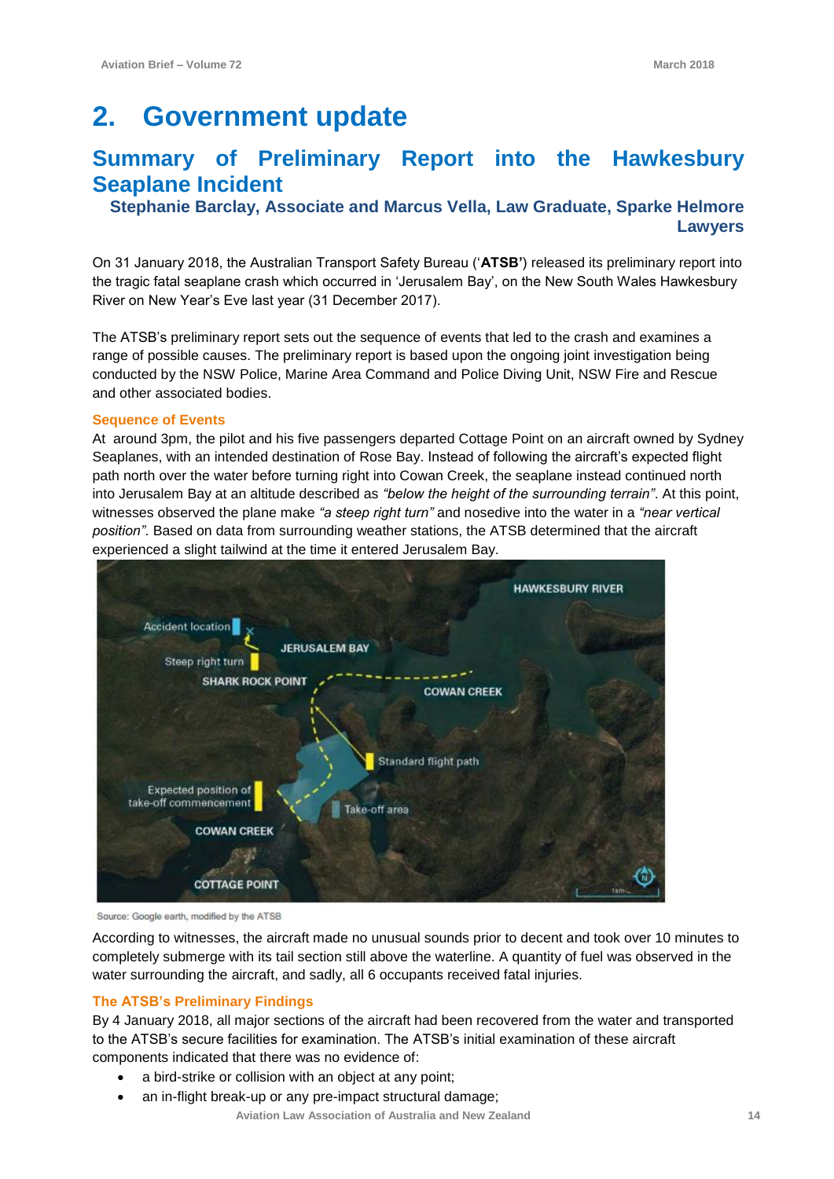# 2. Government update

## Summary of Preliminary Report into the Hawkesbury Seaplane Incident

**Stephanie Barclay, Associate and Marcus Vella, Law Graduate, Sparke Helmore Lawyers**

On 31 January 2018, the Australian Transport Safety Bureau ('**ATSB'**) released its preliminary report into the tragic fatal seaplane crash which occurred in 'Jerusalem Bay', on the New South Wales Hawkesbury River on New Year's Eve last year (31 December 2017).

The ATSB's preliminary report sets out the sequence of events that led to the crash and examines a range of possible causes. The preliminary report is based upon the ongoing joint investigation being conducted by the NSW Police, Marine Area Command and Police Diving Unit, NSW Fire and Rescue and other associated bodies.

### Sequence of Events

At around 3pm, the pilot and his five passengers departed Cottage Point on an aircraft owned by Sydney Seaplanes, with an intended destination of Rose Bay. Instead of following the aircraft's expected flight path north over the water before turning right into Cowan Creek, the seaplane instead continued north into Jerusalem Bay at an altitude described as *"below the height of the surrounding terrain"*. At this point, witnesses observed the plane make *"a steep right turn"* and nosedive into the water in a *"near vertical position"*. Based on data from surrounding weather stations, the ATSB determined that the aircraft experienced a slight tailwind at the time it entered Jerusalem Bay.

Source: Google earth, modified by the ATSB

According to witnesses, the aircraft made no unusual sounds prior to decent and took over 10 minutes to completely submerge with its tail section still above the waterline. A quantity of fuel was observed in the water surrounding the aircraft, and sadly, all 6 occupants received fatal injuries.

### The ATSB's Preliminary Findings

By 4 January 2018, all major sections of the aircraft had been recovered from the water and transported to the ATSB's secure facilities for examination. The ATSB's initial examination of these aircraft components indicated that there was no evidence of:

- a bird-strike or collision with an object at any point;
- an in-flight break-up or any pre-impact structural damage;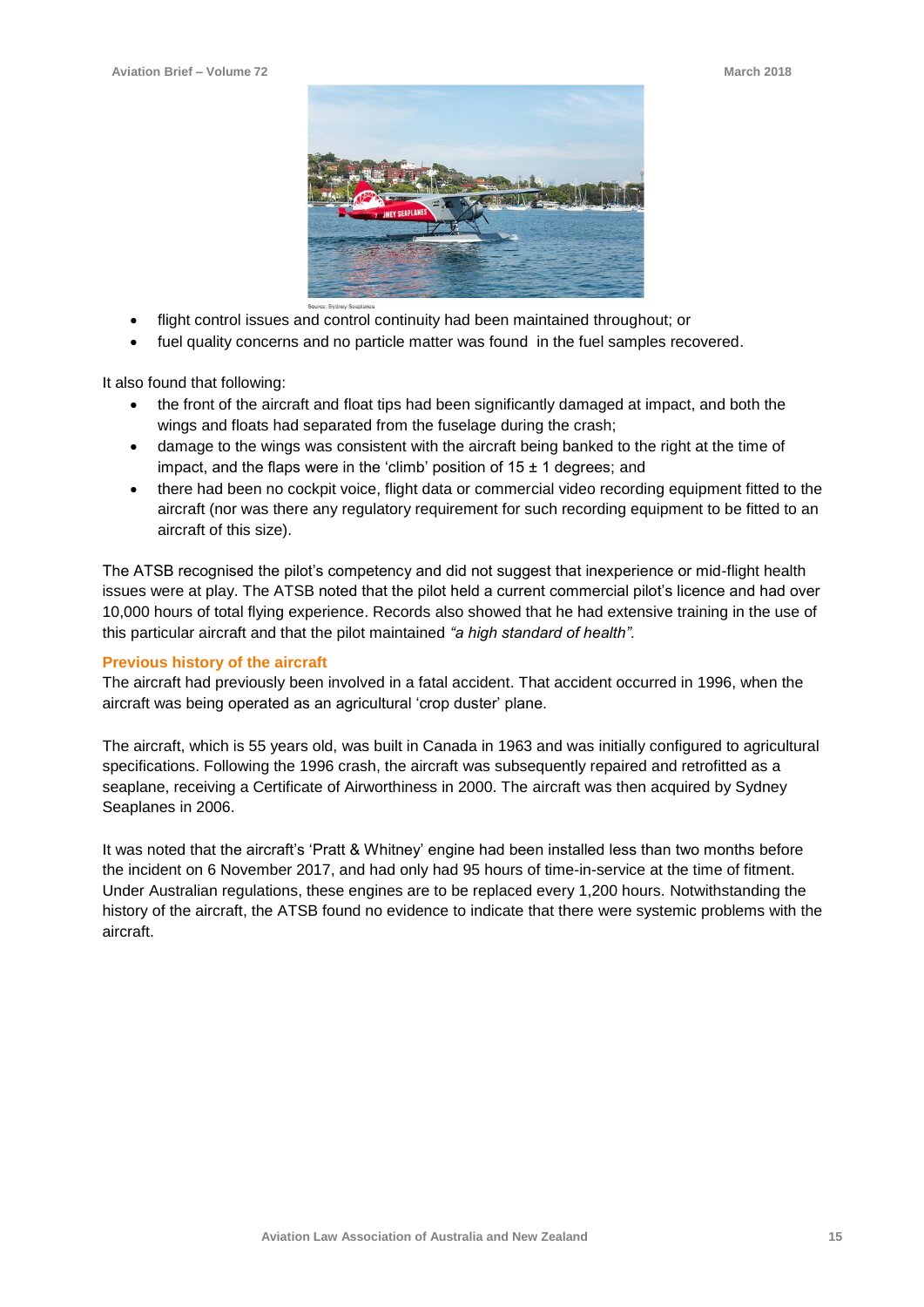Source: Sydney Seaplanes

- flight control issues and control continuity had been maintained throughout; or
- fuel quality concerns and no particle matter was found in the fuel samples recovered.

It also found that following:

- the front of the aircraft and float tips had been significantly damaged at impact, and both the wings and floats had separated from the fuselage during the crash;
- damage to the wings was consistent with the aircraft being banked to the right at the time of impact, and the flaps were in the 'climb' position of 15 ± 1 degrees; and
- there had been no cockpit voice, flight data or commercial video recording equipment fitted to the aircraft (nor was there any regulatory requirement for such recording equipment to be fitted to an aircraft of this size).

The ATSB recognised the pilot's competency and did not suggest that inexperience or mid-flight health issues were at play. The ATSB noted that the pilot held a current commercial pilot's licence and had over 10,000 hours of total flying experience. Records also showed that he had extensive training in the use of this particular aircraft and that the pilot maintained *"a high standard of health".*

### Previous history of the aircraft

The aircraft had previously been involved in a fatal accident. That accident occurred in 1996, when the aircraft was being operated as an agricultural 'crop duster' plane.

The aircraft, which is 55 years old, was built in Canada in 1963 and was initially configured to agricultural specifications. Following the 1996 crash, the aircraft was subsequently repaired and retrofitted as a seaplane, receiving a Certificate of Airworthiness in 2000. The aircraft was then acquired by Sydney Seaplanes in 2006.

It was noted that the aircraft's 'Pratt & Whitney' engine had been installed less than two months before the incident on 6 November 2017, and had only had 95 hours of time-in-service at the time of fitment. Under Australian regulations, these engines are to be replaced every 1,200 hours. Notwithstanding the history of the aircraft, the ATSB found no evidence to indicate that there were systemic problems with the aircraft.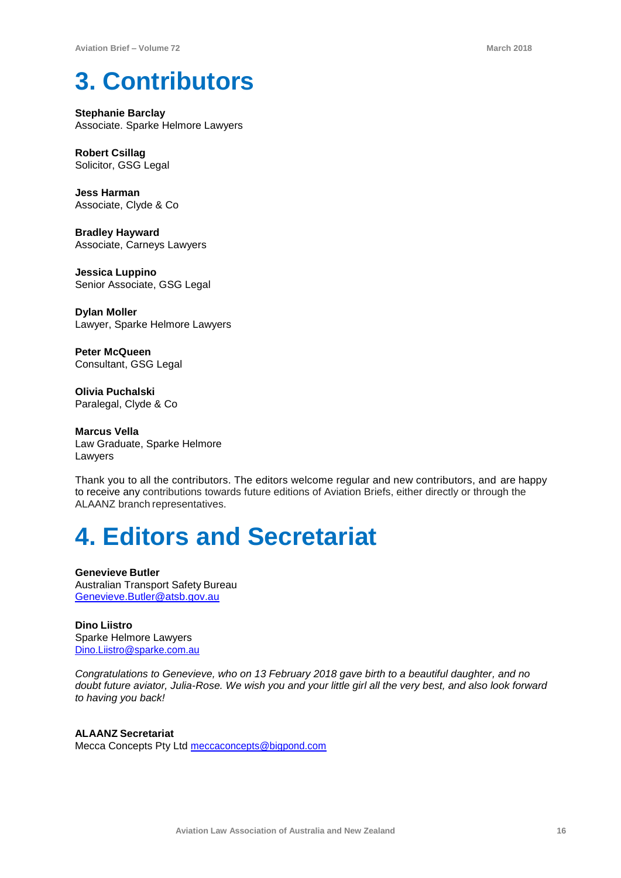# 3. Contributors

**Stephanie Barclay**
Associate. Sparke Helmore Lawyers

**Robert Csillag**
Solicitor, GSG Legal

**Jess Harman**
Associate, Clyde & Co

**Bradley Hayward**
Associate, Carneys Lawyers

**Jessica Luppino**
Senior Associate, GSG Legal

**Dylan Moller**
Lawyer, Sparke Helmore Lawyers

**Peter McQueen**
Consultant, GSG Legal

**Olivia Puchalski**
Paralegal, Clyde & Co

**Marcus Vella**
Law Graduate, Sparke Helmore Lawyers

Thank you to all the contributors. The editors welcome regular and new contributors, and are happy to receive any contributions towards future editions of Aviation Briefs, either directly or through the ALAANZ branch representatives.

# 4. Editors and Secretariat

**Genevieve Butler**
Australian Transport Safety Bureau
Genevieve.Butler@atsb.gov.au

**Dino Liistro**
Sparke Helmore Lawyers
Dino.Liistro@sparke.com.au

*Congratulations to Genevieve, who on 13 February 2018 gave birth to a beautiful daughter, and no doubt future aviator, Julia-Rose. We wish you and your little girl all the very best, and also look forward to having you back!*

**ALAANZ Secretariat**
Mecca Concepts Pty Ltd meccaconcepts@bigpond.com